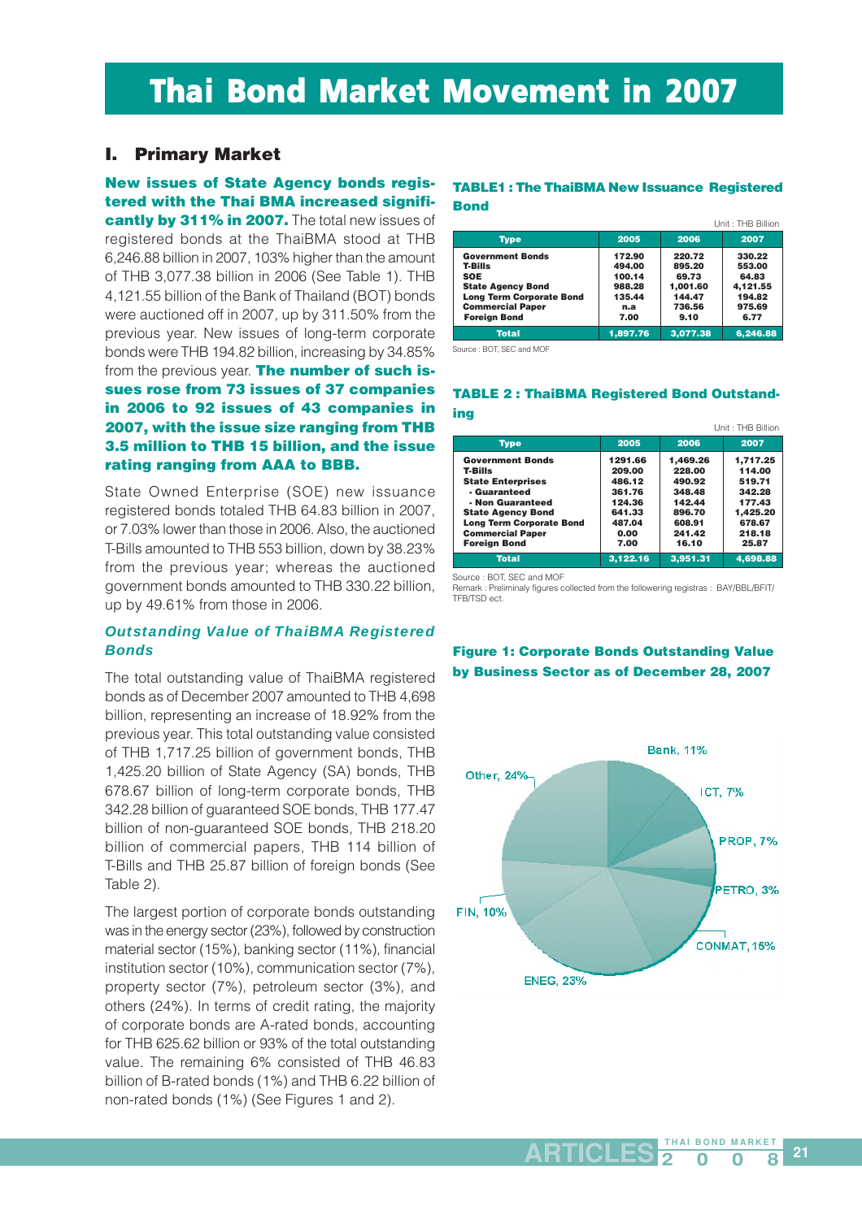# Thai Bond Market Movement in 2007

## I. Primary Market

**New issues of State Agency bonds registered with the Thai BMA increased significantly by 311% in 2007.** The total new issues of registered bonds at the ThaiBMA stood at THB 6,246.88 billion in 2007, 103% higher than the amount of THB 3,077.38 billion in 2006 (See Table 1). THB 4,121.55 billion of the Bank of Thailand (BOT) bonds were auctioned off in 2007, up by 311.50% from the previous year. New issues of long-term corporate bonds were THB 194.82 billion, increasing by 34.85% from the previous year. **The number of such issues rose from 73 issues of 37 companies in 2006 to 92 issues of 43 companies in 2007, with the issue size ranging from THB 3.5 million to THB 15 billion, and the issue rating ranging from AAA to BBB.**

State Owned Enterprise (SOE) new issuance registered bonds totaled THB 64.83 billion in 2007, or 7.03% lower than those in 2006. Also, the auctioned T-Bills amounted to THB 553 billion, down by 38.23% from the previous year; whereas the auctioned government bonds amounted to THB 330.22 billion, up by 49.61% from those in 2006.

### *Outstanding Value of ThaiBMA Registered Bonds*

The total outstanding value of ThaiBMA registered bonds as of December 2007 amounted to THB 4,698 billion, representing an increase of 18.92% from the previous year. This total outstanding value consisted of THB 1,717.25 billion of government bonds, THB 1,425.20 billion of State Agency (SA) bonds, THB 678.67 billion of long-term corporate bonds, THB 342.28 billion of guaranteed SOE bonds, THB 177.47 billion of non-guaranteed SOE bonds, THB 218.20 billion of commercial papers, THB 114 billion of T-Bills and THB 25.87 billion of foreign bonds (See Table 2).

The largest portion of corporate bonds outstanding was in the energy sector (23%), followed by construction material sector (15%), banking sector (11%), financial institution sector (10%), communication sector (7%), property sector (7%), petroleum sector (3%), and others (24%). In terms of credit rating, the majority of corporate bonds are A-rated bonds, accounting for THB 625.62 billion or 93% of the total outstanding value. The remaining 6% consisted of THB 46.83 billion of B-rated bonds (1%) and THB 6.22 billion of non-rated bonds (1%) (See Figures 1 and 2).

**TABLE1 : The ThaiBMA New Issuance Registered Bond**

Unit : THB Billion

| Type | 2005 | 2006 | 2007 |
|---|---|---|---|
| Government Bonds | 172.90 | 220.72 | 330.22 |
| T-Bills | 494.00 | 895.20 | 553.00 |
| SOE | 100.14 | 69.73 | 64.83 |
| State Agency Bond | 988.28 | 1,001.60 | 4,121.55 |
| Long Term Corporate Bond | 135.44 | 144.47 | 194.82 |
| Commercial Paper | n.a | 736.56 | 975.69 |
| Foreign Bond | 7.00 | 9.10 | 6.77 |
| **Total** | **1,897.76** | **3,077.38** | **6,246.88** |

Source : BOT, SEC and MOF

**TABLE 2 : ThaiBMA Registered Bond Outstanding**

Unit : THB Billion

| Type | 2005 | 2006 | 2007 |
|---|---|---|---|
| Government Bonds | 1291.66 | 1,469.26 | 1,717.25 |
| T-Bills | 209.00 | 228.00 | 114.00 |
| State Enterprises | 486.12 | 490.92 | 519.71 |
| - Guaranteed | 361.76 | 348.48 | 342.28 |
| - Non Guaranteed | 124.36 | 142.44 | 177.43 |
| State Agency Bond | 641.33 | 896.70 | 1,425.20 |
| Long Term Corporate Bond | 487.04 | 608.91 | 678.67 |
| Commercial Paper | 0.00 | 241.42 | 218.18 |
| Foreign Bond | 7.00 | 16.10 | 25.87 |
| **Total** | **3,122.16** | **3,951.31** | **4,698.88** |

Source : BOT, SEC and MOF
Remark : Preliminaly figures collected from the followering registras : BAY/BBL/BFIT/TFB/TSD ect.

**Figure 1: Corporate Bonds Outstanding Value by Business Sector as of December 28, 2007**

| Sector | Share |
|---|---|
| Bank | 11% |
| ICT | 7% |
| PROP | 7% |
| PETRO | 3% |
| CONMAT | 15% |
| ENEG | 23% |
| FIN | 10% |
| Other | 24% |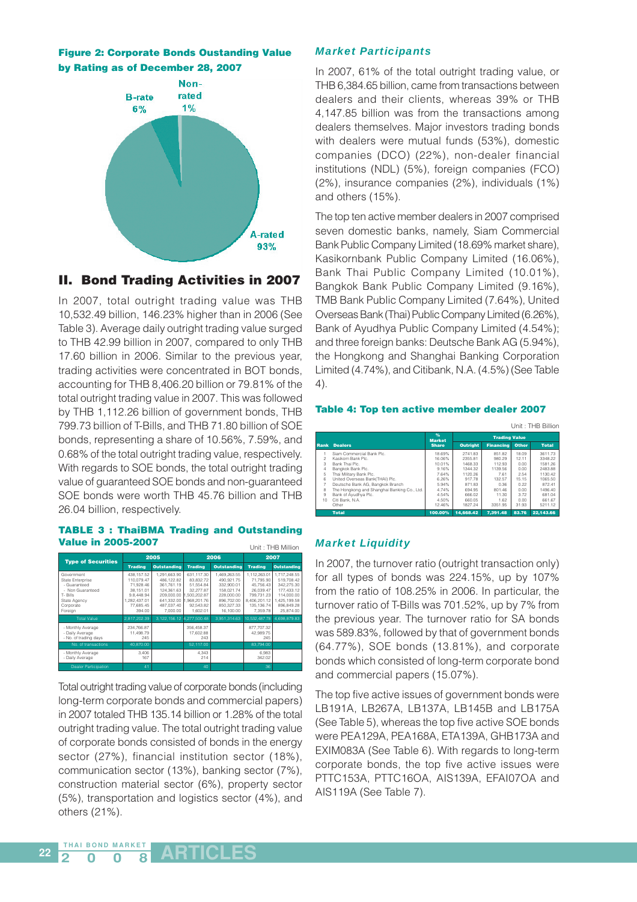**Figure 2: Corporate Bonds Oustanding Value by Rating as of December 28, 2007**

B-rate 6%

Non-rated 1%

A-rated 93%

## II. Bond Trading Activities in 2007

In 2007, total outright trading value was THB 10,532.49 billion, 146.23% higher than in 2006 (See Table 3). Average daily outright trading value surged to THB 42.99 billion in 2007, compared to only THB 17.60 billion in 2006. Similar to the previous year, trading activities were concentrated in BOT bonds, accounting for THB 8,406.20 billion or 79.81% of the total outright trading value in 2007. This was followed by THB 1,112.26 billion of government bonds, THB 799.73 billion of T-Bills, and THB 71.80 billion of SOE bonds, representing a share of 10.56%, 7.59%, and 0.68% of the total outright trading value, respectively. With regards to SOE bonds, the total outright trading value of guaranteed SOE bonds and non-guaranteed SOE bonds were worth THB 45.76 billion and THB 26.04 billion, respectively.

**TABLE 3 : ThaiBMA Trading and Outstanding Value in 2005-2007**

Unit : THB Million

| Type of Securities | 2005 | | 2006 | | 2007 | |
|---|---|---|---|---|---|---|
| | Trading | Outstanding | Trading | Outstanding | Trading | Outstanding |
| Government | 438,157.52 | 1,291,663.90 | 631,117.30 | 1,469,263.55 | 1,112,263.01 | 1,717,248.55 |
| State Enterprise | 110,079.47 | 486,122.82 | 83,832.72 | 490,921.75 | 71,795.90 | 519,708.42 |
| - Guaranteed | 71,928.46 | 361,761.19 | 51,554.84 | 332,900.01 | 45,756.43 | 342,275.30 |
| - Non Guaranteed | 38,151.01 | 124,361.63 | 32,277.87 | 158,021.74 | 26,039.47 | 177,433.12 |
| T- Bills | 9,8,448.94 | 209,000.00 | 1,500,202.87 | 228,000.00 | 799,731.23 | 114,000.00 |
| State Agency | 1,282,437.01 | 641,332.00 | 1,968,201.76 | 896,702.00 | 8,406,201.12 | 1,425,199.58 |
| Corporate | 77,685.45 | 487,037.40 | 92,543.82 | 850,327.33 | 135,136.74 | 896,849.28 |
| Foreign | 394.00 | 7,000.00 | 1,602.01 | 16,100.00 | 7,359.78 | 25,874.00 |
| Total Value | 2,817,202.39 | 3,122,156.12 | 4,277,500.48 | 3,951,314.63 | 10,532,487.78 | 4,698,879.83 |
| - Monthly Average | 234,766.87 | | 356,458.37 | | 877,707.32 | |
| - Daily Average | 11,498.79 | | 17,602.88 | | 42,989.75 | |
| - No. of trading days | 245 | | 243 | | 245 | |
| No. of transactions | 40,870.00 | | 52,117.00 | | 83,794.00 | |
| - Monthly Average | 3,406 | | 4,343 | | 6,983 | |
| - Daily Average | 167 | | 214 | | 342.02 | |
| Dealer Participation | 41 | | 40 | | 36 | |

Total outright trading value of corporate bonds (including long-term corporate bonds and commercial papers) in 2007 totaled THB 135.14 billion or 1.28% of the total outright trading value. The total outright trading value of corporate bonds consisted of bonds in the energy sector (27%), financial institution sector (18%), communication sector (13%), banking sector (7%), construction material sector (6%), property sector (5%), transportation and logistics sector (4%), and others (21%).

### *Market Participants*

In 2007, 61% of the total outright trading value, or THB 6,384.65 billion, came from transactions between dealers and their clients, whereas 39% or THB 4,147.85 billion was from the transactions among dealers themselves. Major investors trading bonds with dealers were mutual funds (53%), domestic companies (DCO) (22%), non-dealer financial institutions (NDL) (5%), foreign companies (FCO) (2%), insurance companies (2%), individuals (1%) and others (15%).

The top ten active member dealers in 2007 comprised seven domestic banks, namely, Siam Commercial Bank Public Company Limited (18.69% market share), Kasikornbank Public Company Limited (16.06%), Bank Thai Public Company Limited (10.01%), Bangkok Bank Public Company Limited (9.16%), TMB Bank Public Company Limited (7.64%), United Overseas Bank (Thai) Public Company Limited (6.26%), Bank of Ayudhya Public Company Limited (4.54%); and three foreign banks: Deutsche Bank AG (5.94%), the Hongkong and Shanghai Banking Corporation Limited (4.74%), and Citibank, N.A. (4.5%) (See Table 4).

**Table 4: Top ten active member dealer 2007**

Unit : THB Billion

| Rank | Dealers | % Market Share | Trading Value | | | |
|---|---|---|---|---|---|---|
| | | | Outright | Financing | Other | Total |
| 1 | Siam Commercial Bank Plc. | 18.69% | 2741.83 | 851.82 | 18.09 | 3611.73 |
| 2 | Kasikorn Bank Plc. | 16.06% | 2355.81 | 980.29 | 12.11 | 3348.22 |
| 3 | Bank Thai Plc. | 10.01% | 1468.33 | 112.93 | 0.00 | 1581.26 |
| 4 | Bangkok Bank Plc. | 9.16% | 1344.32 | 1139.56 | 0.00 | 2483.88 |
| 5 | Thai Military Bank Plc. | 7.64% | 1120.26 | 7.61 | 2.54 | 1130.42 |
| 6 | United Overseas Bank(THAI) Plc. | 6.26% | 917.78 | 132.57 | 15.15 | 1065.50 |
| 7 | Deutsche Bank AG, Bangkok Branch | 5.94% | 871.83 | 0.36 | 0.22 | 872.41 |
| 8 | The Hongkong and Shanghai Banking Co., Ltd. | 4.74% | 694.95 | 801.46 | 0.00 | 1496.40 |
| 9 | Bank of Ayudhya Plc. | 4.54% | 666.02 | 11.30 | 3.72 | 681.04 |
| 10 | Citi Bank, N.A. | 4.50% | 660.05 | 1.62 | 0.00 | 661.67 |
| | Other | 12.46% | 1827.24 | 3351.95 | 31.93 | 5211.12 |
| | Total | 100.00% | 14,668.42 | 7,391.48 | 83.76 | 22,143.66 |

### *Market Liquidity*

In 2007, the turnover ratio (outright transaction only) for all types of bonds was 224.15%, up by 107% from the ratio of 108.25% in 2006. In particular, the turnover ratio of T-Bills was 701.52%, up by 7% from the previous year. The turnover ratio for SA bonds was 589.83%, followed by that of government bonds (64.77%), SOE bonds (13.81%), and corporate bonds which consisted of long-term corporate bond and commercial papers (15.07%).

The top five active issues of government bonds were LB191A, LB267A, LB137A, LB145B and LB175A (See Table 5), whereas the top five active SOE bonds were PEA129A, PEA168A, ETA139A, GHB173A and EXIM083A (See Table 6). With regards to long-term corporate bonds, the top five active issues were PTTC153A, PTTC16OA, AIS139A, EFAI07OA and AIS119A (See Table 7).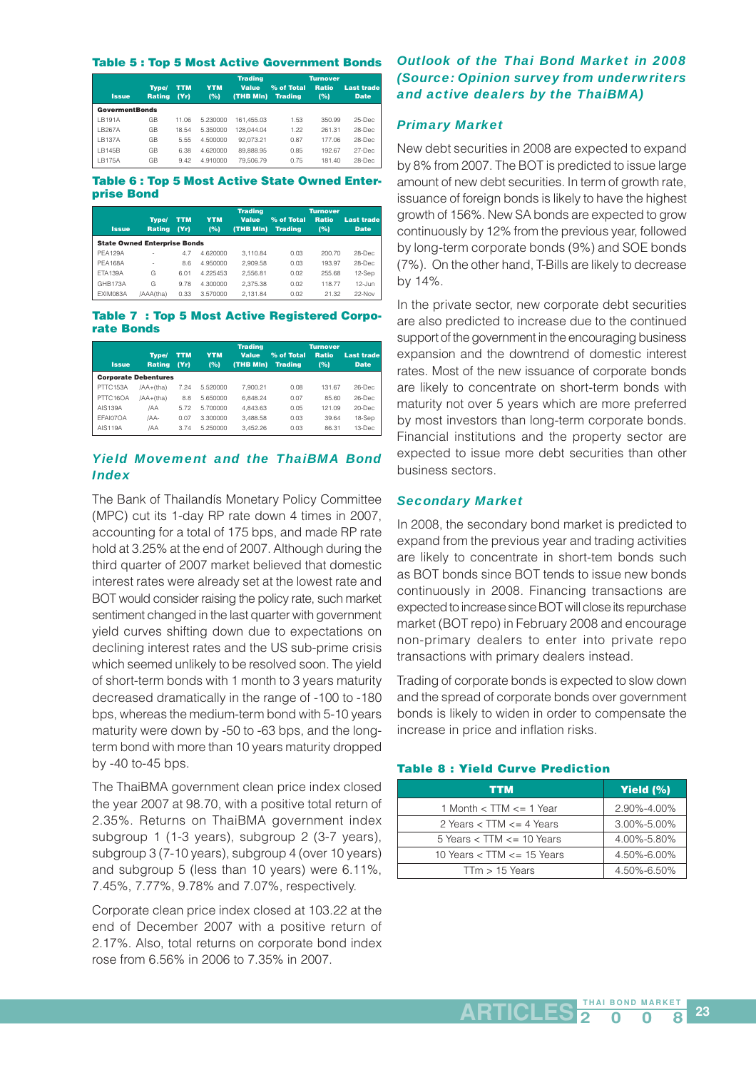### Table 5 : Top 5 Most Active Government Bonds

| Issue | Type/ Rating | TTM (Yr) | YTM (%) | Trading Value (THB Mln) | % of Total Trading | Turnover Ratio (%) | Last trade Date |
|---|---|---|---|---|---|---|---|
| **GovermentBonds** | | | | | | | |
| LB191A | GB | 11.06 | 5.230000 | 161,455.03 | 1.53 | 350.99 | 25-Dec |
| LB267A | GB | 18.54 | 5.350000 | 128,044.04 | 1.22 | 261.31 | 28-Dec |
| LB137A | GB | 5.55 | 4.500000 | 92,073.21 | 0.87 | 177.06 | 28-Dec |
| LB145B | GB | 6.38 | 4.620000 | 89,888.95 | 0.85 | 192.67 | 27-Dec |
| LB175A | GB | 9.42 | 4.910000 | 79,506.79 | 0.75 | 181.40 | 28-Dec |

### Table 6 : Top 5 Most Active State Owned Enterprise Bond

| Issue | Type/ Rating | TTM (Yr) | YTM (%) | Trading Value (THB Mln) | % of Total Trading | Turnover Ratio (%) | Last trade Date |
|---|---|---|---|---|---|---|---|
| **State Owned Enterprise Bonds** | | | | | | | |
| PEA129A | - | 4.7 | 4.620000 | 3,110.84 | 0.03 | 200.70 | 28-Dec |
| PEA168A | - | 8.6 | 4.950000 | 2,909.58 | 0.03 | 193.97 | 28-Dec |
| ETA139A | G | 6.01 | 4.225453 | 2,556.81 | 0.02 | 255.68 | 12-Sep |
| GHB173A | G | 9.78 | 4.300000 | 2,375.38 | 0.02 | 118.77 | 12-Jun |
| EXIM083A | /AAA(tha) | 0.33 | 3.570000 | 2,131.84 | 0.02 | 21.32 | 22-Nov |

### Table 7 : Top 5 Most Active Registered Corporate Bonds

| Issue | Type/ Rating | TTM (Yr) | YTM (%) | Trading Value (THB Mln) | % of Total Trading | Turnover Ratio (%) | Last trade Date |
|---|---|---|---|---|---|---|---|
| **Corporate Debentures** | | | | | | | |
| PTTC153A | /AA+(tha) | 7.24 | 5.520000 | 7,900.21 | 0.08 | 131.67 | 26-Dec |
| PTTC16OA | /AA+(tha) | 8.8 | 5.650000 | 6,848.24 | 0.07 | 85.60 | 26-Dec |
| AIS139A | /AA | 5.72 | 5.700000 | 4,843.63 | 0.05 | 121.09 | 20-Dec |
| EFAI07OA | /AA- | 0.07 | 3.300000 | 3,488.58 | 0.03 | 39.64 | 18-Sep |
| AIS119A | /AA | 3.74 | 5.250000 | 3,452.26 | 0.03 | 86.31 | 13-Dec |

## *Yield Movement and the ThaiBMA Bond Index*

The Bank of Thailandís Monetary Policy Committee (MPC) cut its 1-day RP rate down 4 times in 2007, accounting for a total of 175 bps, and made RP rate hold at 3.25% at the end of 2007. Although during the third quarter of 2007 market believed that domestic interest rates were already set at the lowest rate and BOT would consider raising the policy rate, such market sentiment changed in the last quarter with government yield curves shifting down due to expectations on declining interest rates and the US sub-prime crisis which seemed unlikely to be resolved soon. The yield of short-term bonds with 1 month to 3 years maturity decreased dramatically in the range of -100 to -180 bps, whereas the medium-term bond with 5-10 years maturity were down by -50 to -63 bps, and the long-term bond with more than 10 years maturity dropped by -40 to-45 bps.

The ThaiBMA government clean price index closed the year 2007 at 98.70, with a positive total return of 2.35%. Returns on ThaiBMA government index subgroup 1 (1-3 years), subgroup 2 (3-7 years), subgroup 3 (7-10 years), subgroup 4 (over 10 years) and subgroup 5 (less than 10 years) were 6.11%, 7.45%, 7.77%, 9.78% and 7.07%, respectively.

Corporate clean price index closed at 103.22 at the end of December 2007 with a positive return of 2.17%. Also, total returns on corporate bond index rose from 6.56% in 2006 to 7.35% in 2007.

## *Outlook of the Thai Bond Market in 2008 (Source: Opinion survey from underwriters and active dealers by the ThaiBMA)*

### *Primary Market*

New debt securities in 2008 are expected to expand by 8% from 2007. The BOT is predicted to issue large amount of new debt securities. In term of growth rate, issuance of foreign bonds is likely to have the highest growth of 156%. New SA bonds are expected to grow continuously by 12% from the previous year, followed by long-term corporate bonds (9%) and SOE bonds (7%). On the other hand, T-Bills are likely to decrease by 14%.

In the private sector, new corporate debt securities are also predicted to increase due to the continued support of the government in the encouraging business expansion and the downtrend of domestic interest rates. Most of the new issuance of corporate bonds are likely to concentrate on short-term bonds with maturity not over 5 years which are more preferred by most investors than long-term corporate bonds. Financial institutions and the property sector are expected to issue more debt securities than other business sectors.

### *Secondary Market*

In 2008, the secondary bond market is predicted to expand from the previous year and trading activities are likely to concentrate in short-tem bonds such as BOT bonds since BOT tends to issue new bonds continuously in 2008. Financing transactions are expected to increase since BOT will close its repurchase market (BOT repo) in February 2008 and encourage non-primary dealers to enter into private repo transactions with primary dealers instead.

Trading of corporate bonds is expected to slow down and the spread of corporate bonds over government bonds is likely to widen in order to compensate the increase in price and inflation risks.

### Table 8 : Yield Curve Prediction

| TTM | Yield (%) |
|---|---|
| 1 Month < TTM <= 1 Year | 2.90%-4.00% |
| 2 Years < TTM <= 4 Years | 3.00%-5.00% |
| 5 Years < TTM <= 10 Years | 4.00%-5.80% |
| 10 Years < TTM <= 15 Years | 4.50%-6.00% |
| TTm > 15 Years | 4.50%-6.50% |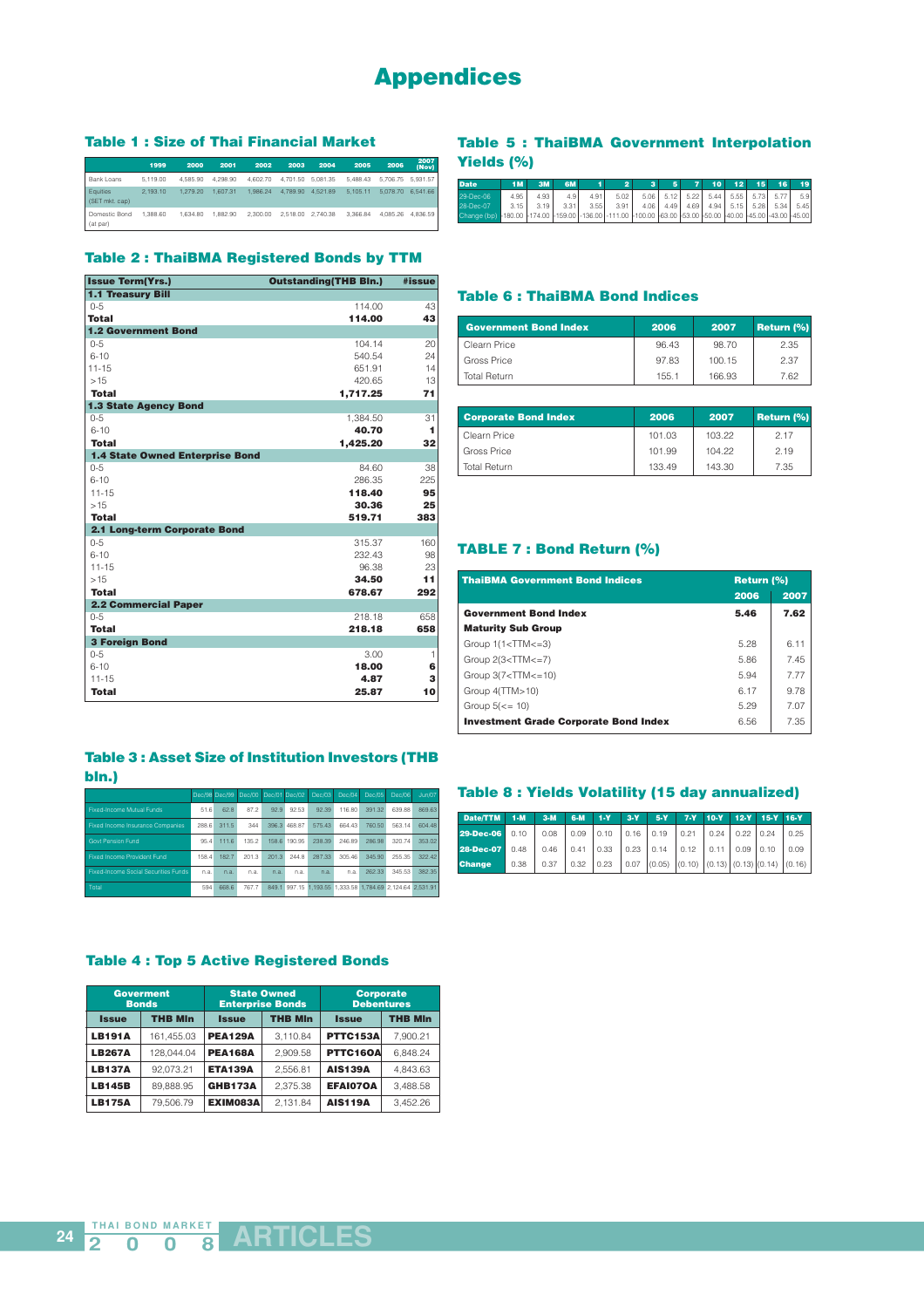# Appendices

## Table 1 : Size of Thai Financial Market

| | 1999 | 2000 | 2001 | 2002 | 2003 | 2004 | 2005 | 2006 | 2007 (Nov) |
|---|---|---|---|---|---|---|---|---|---|
| Bank Loans | 5,119.00 | 4,585.90 | 4,298.90 | 4,602.70 | 4,701.50 | 5,081.35 | 5,488.43 | 5,706.75 | 5,931.57 |
| Equities (SET mkt. cap) | 2,193.10 | 1,279.20 | 1,607.31 | 1,986.24 | 4,789.90 | 4,521.89 | 5,105.11 | 5,078.70 | 6,541.66 |
| Domestic Bond (at par) | 1,388.60 | 1,634.80 | 1,882.90 | 2,300.00 | 2,518.00 | 2,740.38 | 3,366.84 | 4,085.26 | 4,836.59 |

## Table 2 : ThaiBMA Registered Bonds by TTM

| Issue Term(Yrs.) | Outstanding(THB Bln.) | #issue |
|---|---|---|
| **1.1 Treasury Bill** | | |
| 0-5 | 114.00 | 43 |
| **Total** | **114.00** | **43** |
| **1.2 Government Bond** | | |
| 0-5 | 104.14 | 20 |
| 6-10 | 540.54 | 24 |
| 11-15 | 651.91 | 14 |
| >15 | 420.65 | 13 |
| **Total** | **1,717.25** | **71** |
| **1.3 State Agency Bond** | | |
| 0-5 | 1,384.50 | 31 |
| 6-10 | **40.70** | **1** |
| **Total** | **1,425.20** | **32** |
| **1.4 State Owned Enterprise Bond** | | |
| 0-5 | 84.60 | 38 |
| 6-10 | 286.35 | 225 |
| 11-15 | **118.40** | **95** |
| >15 | **30.36** | **25** |
| **Total** | **519.71** | **383** |
| **2.1 Long-term Corporate Bond** | | |
| 0-5 | 315.37 | 160 |
| 6-10 | 232.43 | 98 |
| 11-15 | 96.38 | 23 |
| >15 | **34.50** | **11** |
| **Total** | **678.67** | **292** |
| **2.2 Commercial Paper** | | |
| 0-5 | 218.18 | 658 |
| **Total** | **218.18** | **658** |
| **3 Foreign Bond** | | |
| 0-5 | 3.00 | 1 |
| 6-10 | **18.00** | **6** |
| 11-15 | **4.87** | **3** |
| **Total** | **25.87** | **10** |

## Table 3 : Asset Size of Institution Investors (THB bln.)

| | Dec/98 | Dec/99 | Dec/00 | Dec/01 | Dec/02 | Dec/03 | Dec/04 | Dec/05 | Dec/06 | Jun/07 |
|---|---|---|---|---|---|---|---|---|---|---|
| Fixed-Income Mutual Funds | 51.6 | 62.8 | 87.2 | 92.9 | 92.53 | 92.39 | 116.80 | 391.32 | 639.88 | 869.63 |
| Fixed Income Insurance Companies | 288.6 | 311.5 | 344 | 396.3 | 468.87 | 575.43 | 664.43 | 760.50 | 563.14 | 604.48 |
| Govt Pension Fund | 95.4 | 111.6 | 135.2 | 158.6 | 190.95 | 238.39 | 246.89 | 286.98 | 320.74 | 353.02 |
| Fixed Income Provident Fund | 158.4 | 182.7 | 201.3 | 201.3 | 244.8 | 287.33 | 305.46 | 345.90 | 255.35 | 322.42 |
| Fixed-Income Social Securities Funds | n.a. | n.a. | n.a. | n.a. | n.a. | n.a. | n.a. | 262.33 | 345.53 | 382.35 |
| Total | 594 | 668.6 | 767.7 | 849.1 | 997.15 | 1,193.55 | 1,333.58 | 1,784.69 | 2,124.64 | 2,531.91 |

## Table 4 : Top 5 Active Registered Bonds

| Goverment Bonds | | State Owned Enterprise Bonds | | Corporate Debentures | |
|---|---|---|---|---|---|
| **Issue** | **THB Mln** | **Issue** | **THB Mln** | **Issue** | **THB Mln** |
| **LB191A** | 161,455.03 | **PEA129A** | 3,110.84 | **PTTC153A** | 7,900.21 |
| **LB267A** | 128,044.04 | **PEA168A** | 2,909.58 | **PTTC160A** | 6,848.24 |
| **LB137A** | 92,073.21 | **ETA139A** | 2,556.81 | **AIS139A** | 4,843.63 |
| **LB145B** | 89,888.95 | **GHB173A** | 2,375.38 | **EFAI070A** | 3,488.58 |
| **LB175A** | 79,506.79 | **EXIM083A** | 2,131.84 | **AIS119A** | 3,452.26 |

## Table 5 : ThaiBMA Government Interpolation Yields (%)

| Date | 1M | 3M | 6M | 1 | 2 | 3 | 5 | 7 | 10 | 12 | 15 | 16 | 19 |
|---|---|---|---|---|---|---|---|---|---|---|---|---|---|
| 29-Dec-06 | 4.95 | 4.93 | 4.9 | 4.91 | 5.02 | 5.06 | 5.12 | 5.22 | 5.44 | 5.55 | 5.73 | 5.77 | 5.9 |
| 28-Dec-07 | 3.15 | 3.19 | 3.31 | 3.55 | 3.91 | 4.06 | 4.49 | 4.69 | 4.94 | 5.15 | 5.28 | 5.34 | 5.45 |
| Change (bp) | -180.00 | -174.00 | -159.00 | -136.00 | -111.00 | -100.00 | -63.00 | -53.00 | -50.00 | -40.00 | -45.00 | -43.00 | -45.00 |

## Table 6 : ThaiBMA Bond Indices

| Government Bond Index | 2006 | 2007 | Return (%) |
|---|---|---|---|
| Clearn Price | 96.43 | 98.70 | 2.35 |
| Gross Price | 97.83 | 100.15 | 2.37 |
| Total Return | 155.1 | 166.93 | 7.62 |

| Corporate Bond Index | 2006 | 2007 | Return (%) |
|---|---|---|---|
| Clearn Price | 101.03 | 103.22 | 2.17 |
| Gross Price | 101.99 | 104.22 | 2.19 |
| Total Return | 133.49 | 143.30 | 7.35 |

## TABLE 7 : Bond Return (%)

| ThaiBMA Government Bond Indices | Return (%) | |
|---|---|---|
| | **2006** | **2007** |
| **Government Bond Index** | **5.46** | **7.62** |
| **Maturity Sub Group** | | |
| Group 1(1<TTM<=3) | 5.28 | 6.11 |
| Group 2(3<TTM<=7) | 5.86 | 7.45 |
| Group 3(7<TTM<=10) | 5.94 | 7.77 |
| Group 4(TTM>10) | 6.17 | 9.78 |
| Group 5(<= 10) | 5.29 | 7.07 |
| **Investment Grade Corporate Bond Index** | 6.56 | 7.35 |

## Table 8 : Yields Volatility (15 day annualized)

| Date/TTM | 1-M | 3-M | 6-M | 1-Y | 3-Y | 5-Y | 7-Y | 10-Y | 12-Y | 15-Y | 16-Y |
|---|---|---|---|---|---|---|---|---|---|---|---|
| **29-Dec-06** | 0.10 | 0.08 | 0.09 | 0.10 | 0.16 | 0.19 | 0.21 | 0.24 | 0.22 | 0.24 | 0.25 |
| **28-Dec-07** | 0.48 | 0.46 | 0.41 | 0.33 | 0.23 | 0.14 | 0.12 | 0.11 | 0.09 | 0.10 | 0.09 |
| **Change** | 0.38 | 0.37 | 0.32 | 0.23 | 0.07 | (0.05) | (0.10) | (0.13) | (0.13) | (0.14) | (0.16) |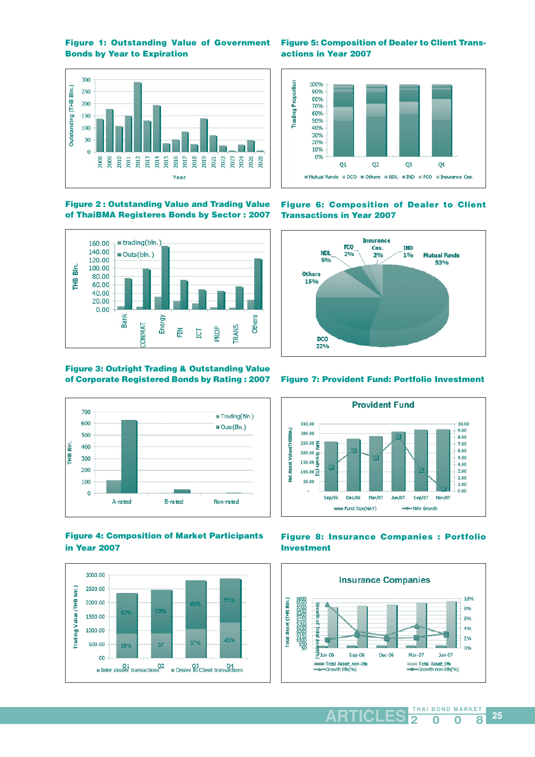**Figure 1: Outstanding Value of Government Bonds by Year to Expiration**

**Figure 2 : Outstanding Value and Trading Value of ThaiBMA Registeres Bonds by Sector : 2007**

**Figure 3: Outright Trading & Outstanding Value of Corporate Registered Bonds by Rating : 2007**

**Figure 4: Composition of Market Participants in Year 2007**

**Figure 5: Composition of Dealer to Client Transactions in Year 2007**

**Figure 6: Composition of Dealer to Client Transactions in Year 2007**

**Figure 7: Provident Fund: Portfolio Investment**

**Figure 8: Insurance Companies : Portfolio Investment**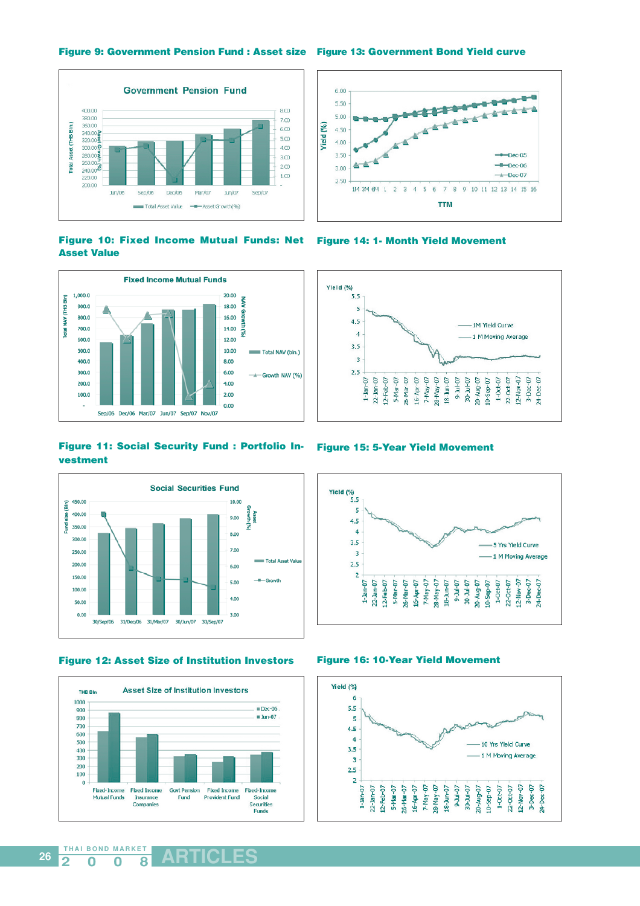**Figure 9: Government Pension Fund : Asset size**

**Figure 13: Government Bond Yield curve**

**Figure 10: Fixed Income Mutual Funds: Net Asset Value**

**Figure 14: 1- Month Yield Movement**

**Figure 11: Social Security Fund : Portfolio Investment**

**Figure 15: 5-Year Yield Movement**

**Figure 12: Asset Size of Institution Investors**

**Figure 16: 10-Year Yield Movement**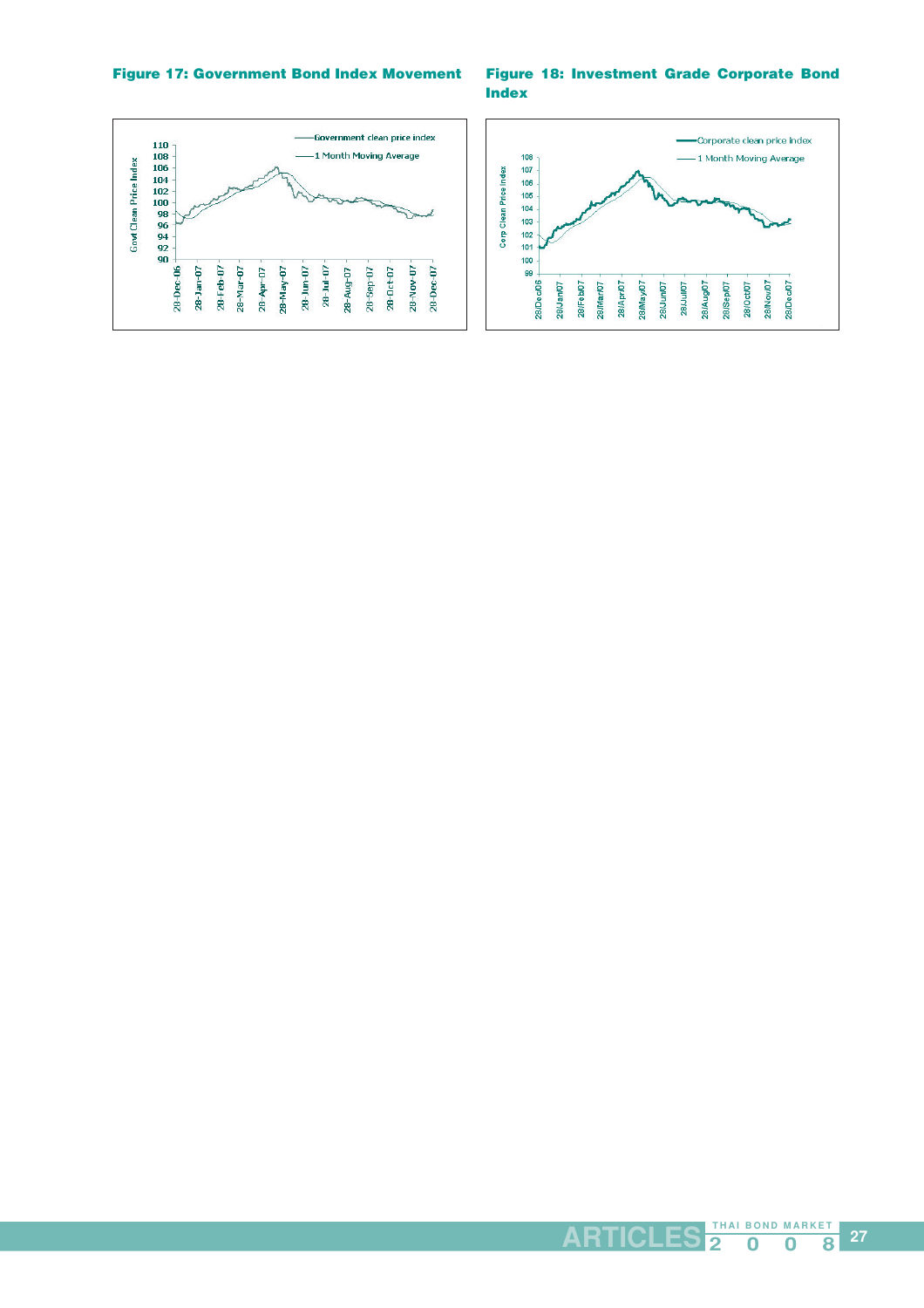**Figure 17: Government Bond Index Movement**

Government clean price index

1 Month Moving Average

Govt Clean Price Index

110
108
106
104
102
100
98
96
94
92
90

28-Dec-06
28-Jan-07
28-Feb-07
28-Mar-07
28-Apr-07
28-May-07
28-Jun-07
28-Jul-07
28-Aug-07
28-Sep-07
28-Oct-07
28-Nov-07
28-Dec-07

**Figure 18: Investment Grade Corporate Bond Index**

Corporate clean price index

1 Month Moving Average

Corp Clean Price Index

108
107
106
105
104
103
102
101
100
99

28/Dec06
28/Jan07
28/Feb07
28/Mar07
28/Apr07
28/May07
28/Jun07
28/Jul07
28/Aug07
28/Sep07
28/Oct07
28/Nov07
28/Dec07